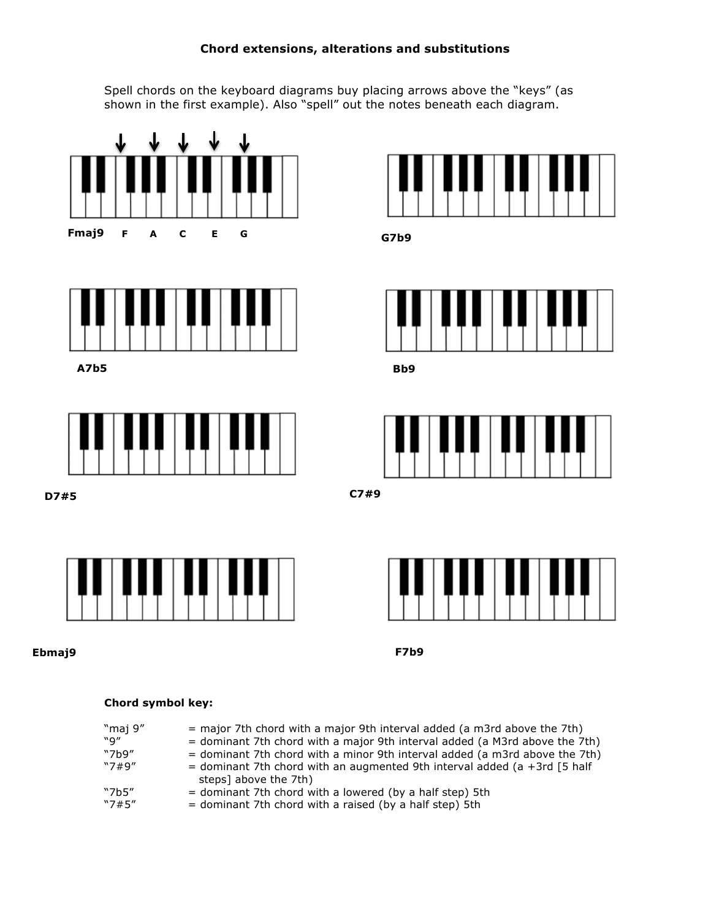# Chord extensions, alterations and substitutions

Spell chords on the keyboard diagrams buy placing arrows above the "keys" (as shown in the first example). Also "spell" out the notes beneath each diagram.

**Fmaj9** F A C E G

**G7b9**

**A7b5**

**Bb9**

**D7#5**

**C7#9**

**Ebmaj9**

**F7b9**

**Chord symbol key:**

| | |
|---|---|
| "maj 9" | = major 7th chord with a major 9th interval added (a m3rd above the 7th) |
| "9" | = dominant 7th chord with a major 9th interval added (a M3rd above the 7th) |
| "7b9" | = dominant 7th chord with a minor 9th interval added (a m3rd above the 7th) |
| "7#9" | = dominant 7th chord with an augmented 9th interval added (a +3rd [5 half steps] above the 7th) |
| "7b5" | = dominant 7th chord with a lowered (by a half step) 5th |
| "7#5" | = dominant 7th chord with a raised (by a half step) 5th |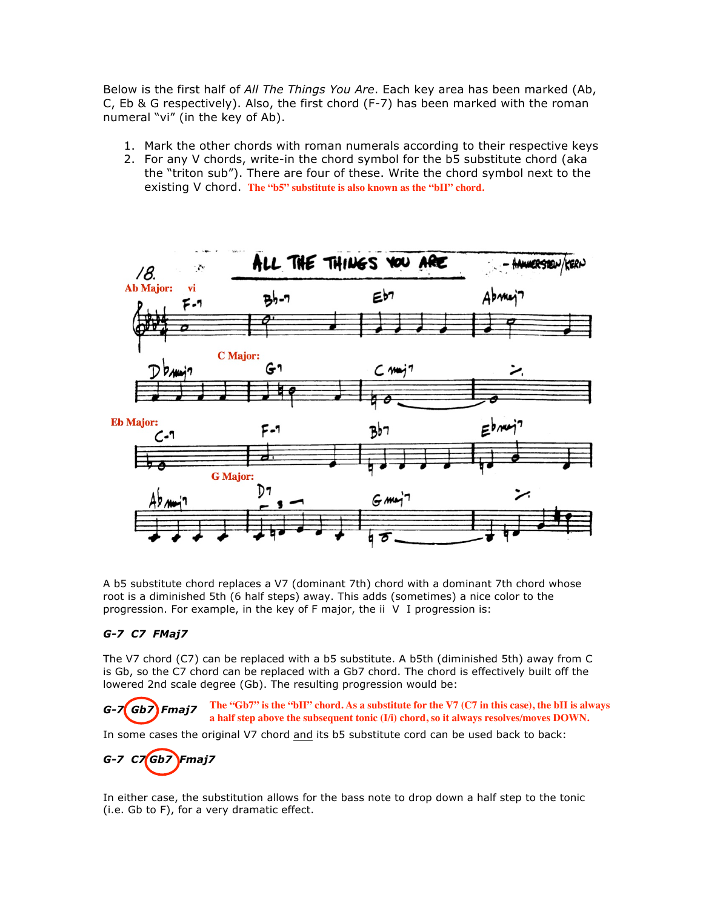Below is the first half of *All The Things You Are*. Each key area has been marked (Ab, C, Eb & G respectively). Also, the first chord (F-7) has been marked with the roman numeral "vi" (in the key of Ab).

1. Mark the other chords with roman numerals according to their respective keys
2. For any V chords, write-in the chord symbol for the b5 substitute chord (aka the "triton sub"). There are four of these. Write the chord symbol next to the existing V chord. **The "b5" substitute is also known as the "bII" chord.**

18. ALL THE THINGS YOU ARE - HAMMERSTEIN/KERN

Ab Major: vi
F-7 Bb-7 Eb7 Abmaj7

Dbmaj7 C Major: G7 C maj7 %

Eb Major: C-7 F-7 Bb7 Ebmaj7

Ab maj7 G Major: D7 G maj7 %

A b5 substitute chord replaces a V7 (dominant 7th) chord with a dominant 7th chord whose root is a diminished 5th (6 half steps) away. This adds (sometimes) a nice color to the progression. For example, in the key of F major, the ii V I progression is:

***G-7 C7 FMaj7***

The V7 chord (C7) can be replaced with a b5 substitute. A b5th (diminished 5th) away from C is Gb, so the C7 chord can be replaced with a Gb7 chord. The chord is effectively built off the lowered 2nd scale degree (Gb). The resulting progression would be:

***G-7 Gb7 Fmaj7*** **The "Gb7" is the "bII" chord. As a substitute for the V7 (C7 in this case), the bII is always a half step above the subsequent tonic (I/i) chord, so it always resolves/moves DOWN.**

In some cases the original V7 chord and its b5 substitute cord can be used back to back:

***G-7 C7 Gb7 Fmaj7***

In either case, the substitution allows for the bass note to drop down a half step to the tonic (i.e. Gb to F), for a very dramatic effect.